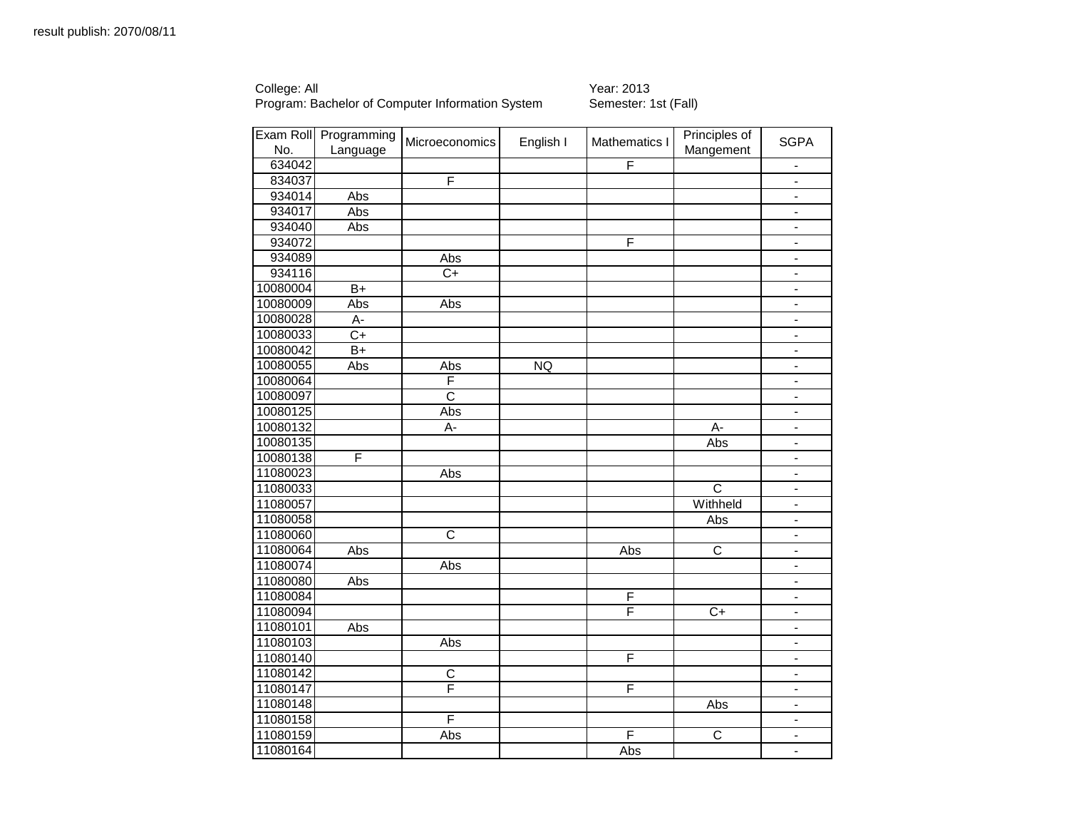result publish: 2070/08/11

College: All
Program: Bachelor of Computer Information System

Year: 2013
Semester: 1st (Fall)

| Exam Roll No. | Programming Language | Microeconomics | English I | Mathematics I | Principles of Mangement | SGPA |
|---|---|---|---|---|---|---|
| 634042 | | | | F | | - |
| 834037 | | F | | | | - |
| 934014 | Abs | | | | | - |
| 934017 | Abs | | | | | - |
| 934040 | Abs | | | | | - |
| 934072 | | | | F | | - |
| 934089 | | Abs | | | | - |
| 934116 | | C+ | | | | - |
| 10080004 | B+ | | | | | - |
| 10080009 | Abs | Abs | | | | - |
| 10080028 | A- | | | | | - |
| 10080033 | C+ | | | | | - |
| 10080042 | B+ | | | | | - |
| 10080055 | Abs | Abs | NQ | | | - |
| 10080064 | | F | | | | - |
| 10080097 | | C | | | | - |
| 10080125 | | Abs | | | | - |
| 10080132 | | A- | | | A- | - |
| 10080135 | | | | | Abs | - |
| 10080138 | F | | | | | - |
| 11080023 | | Abs | | | | - |
| 11080033 | | | | | C | - |
| 11080057 | | | | | Withheld | - |
| 11080058 | | | | | Abs | - |
| 11080060 | | C | | | | - |
| 11080064 | Abs | | | Abs | C | - |
| 11080074 | | Abs | | | | - |
| 11080080 | Abs | | | | | - |
| 11080084 | | | | F | | - |
| 11080094 | | | | F | C+ | - |
| 11080101 | Abs | | | | | - |
| 11080103 | | Abs | | | | - |
| 11080140 | | | | F | | - |
| 11080142 | | C | | | | - |
| 11080147 | | F | | F | | - |
| 11080148 | | | | | Abs | - |
| 11080158 | | F | | | | - |
| 11080159 | | Abs | | F | C | - |
| 11080164 | | | | Abs | | - |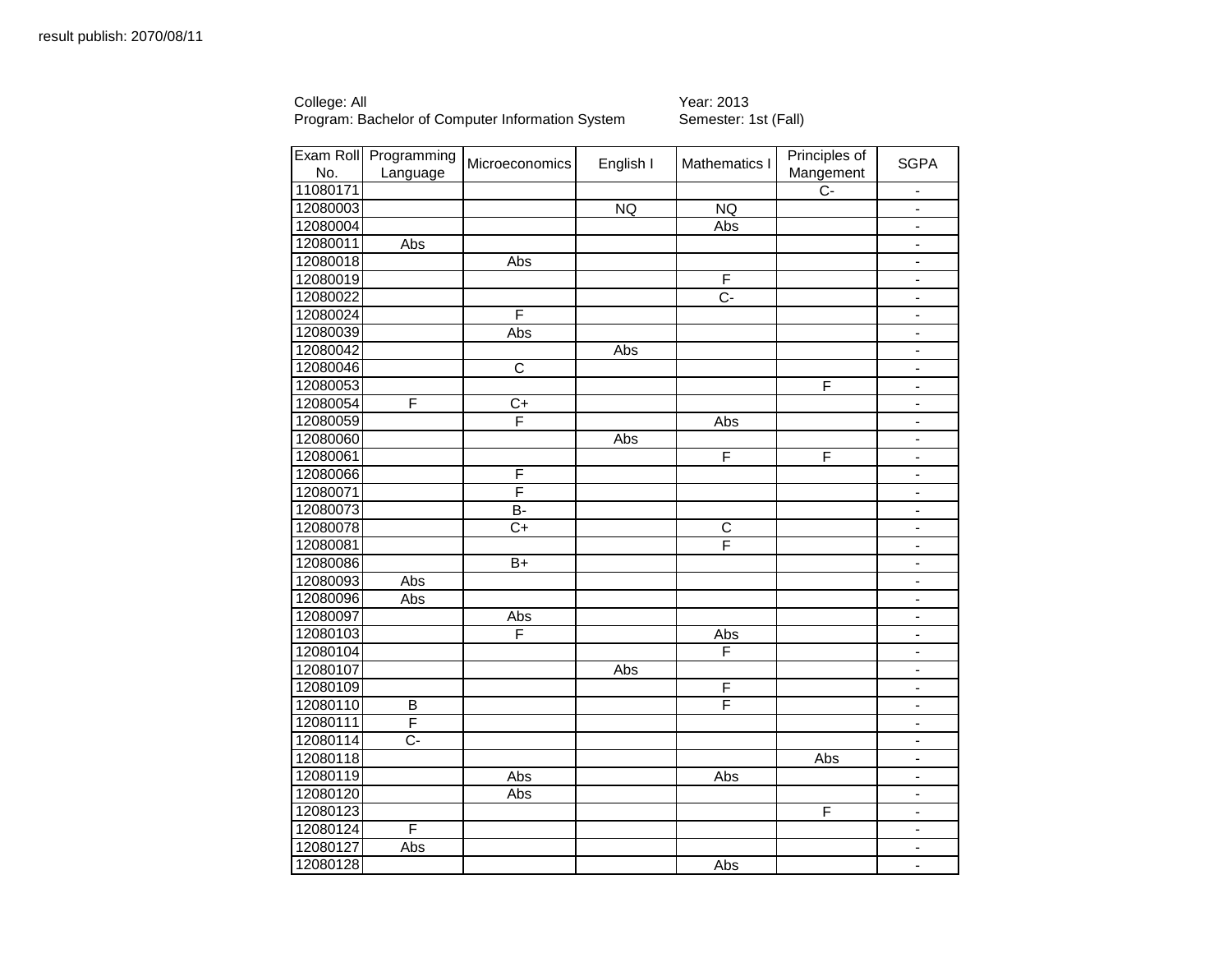result publish: 2070/08/11

College: All
Program: Bachelor of Computer Information System

Year: 2013
Semester: 1st (Fall)

| Exam Roll No. | Programming Language | Microeconomics | English I | Mathematics I | Principles of Mangement | SGPA |
|---|---|---|---|---|---|---|
| 11080171 | | | | | C- | - |
| 12080003 | | | NQ | NQ | | - |
| 12080004 | | | | Abs | | - |
| 12080011 | Abs | | | | | - |
| 12080018 | | Abs | | | | - |
| 12080019 | | | | F | | - |
| 12080022 | | | | C- | | - |
| 12080024 | | F | | | | - |
| 12080039 | | Abs | | | | - |
| 12080042 | | | Abs | | | - |
| 12080046 | | C | | | | - |
| 12080053 | | | | | F | - |
| 12080054 | F | C+ | | | | - |
| 12080059 | | F | | Abs | | - |
| 12080060 | | | Abs | | | - |
| 12080061 | | | | F | F | - |
| 12080066 | | F | | | | - |
| 12080071 | | F | | | | - |
| 12080073 | | B- | | | | - |
| 12080078 | | C+ | | C | | - |
| 12080081 | | | | F | | - |
| 12080086 | | B+ | | | | - |
| 12080093 | Abs | | | | | - |
| 12080096 | Abs | | | | | - |
| 12080097 | | Abs | | | | - |
| 12080103 | | F | | Abs | | - |
| 12080104 | | | | F | | - |
| 12080107 | | | Abs | | | - |
| 12080109 | | | | F | | - |
| 12080110 | B | | | F | | - |
| 12080111 | F | | | | | - |
| 12080114 | C- | | | | | - |
| 12080118 | | | | | Abs | - |
| 12080119 | | Abs | | Abs | | - |
| 12080120 | | Abs | | | | - |
| 12080123 | | | | | F | - |
| 12080124 | F | | | | | - |
| 12080127 | Abs | | | | | - |
| 12080128 | | | | Abs | | - |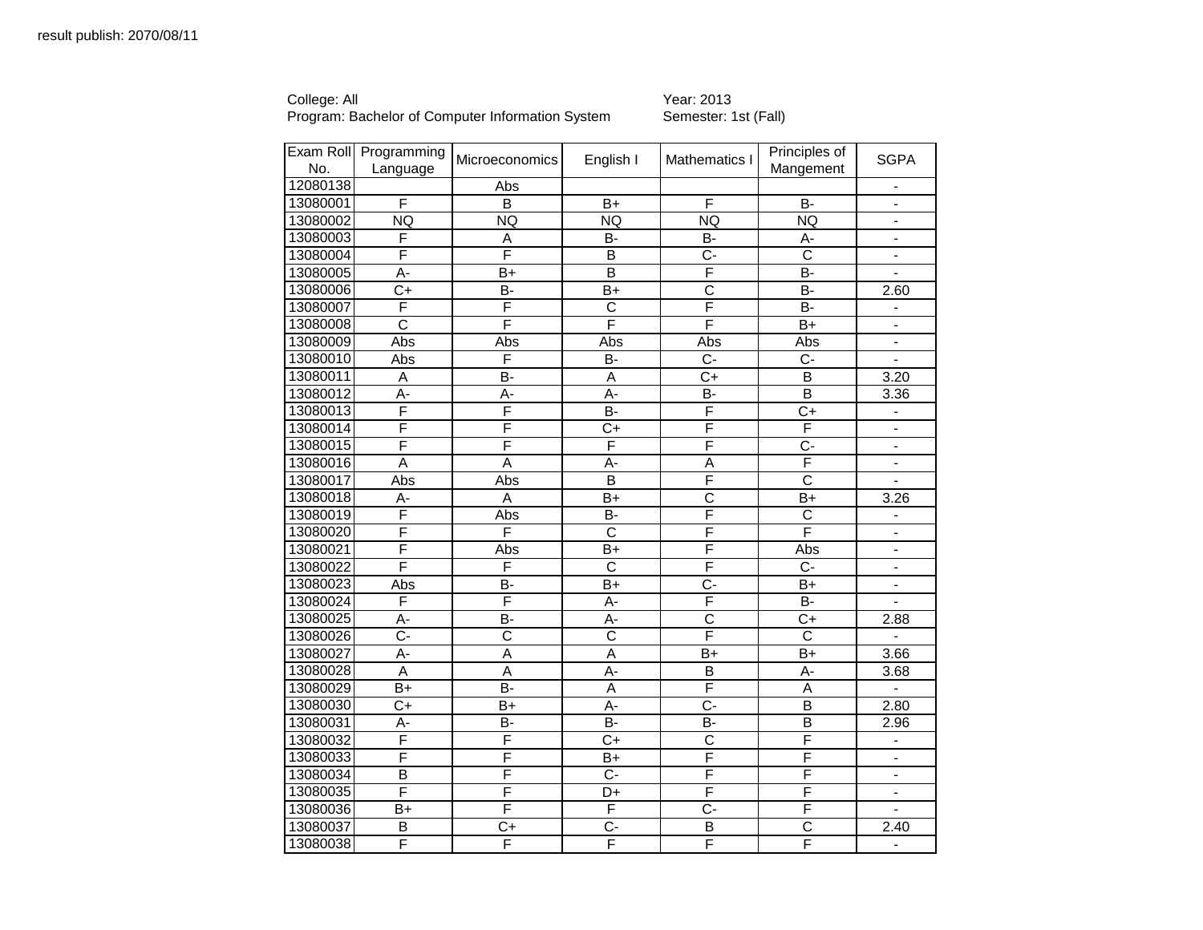result publish: 2070/08/11

College: All
Program: Bachelor of Computer Information System

Year: 2013
Semester: 1st (Fall)

| Exam Roll No. | Programming Language | Microeconomics | English I | Mathematics I | Principles of Mangement | SGPA |
|---|---|---|---|---|---|---|
| 12080138 | | Abs | | | | - |
| 13080001 | F | B | B+ | F | B- | - |
| 13080002 | NQ | NQ | NQ | NQ | NQ | - |
| 13080003 | F | A | B- | B- | A- | - |
| 13080004 | F | F | B | C- | C | - |
| 13080005 | A- | B+ | B | F | B- | - |
| 13080006 | C+ | B- | B+ | C | B- | 2.60 |
| 13080007 | F | F | C | F | B- | - |
| 13080008 | C | F | F | F | B+ | - |
| 13080009 | Abs | Abs | Abs | Abs | Abs | - |
| 13080010 | Abs | F | B- | C- | C- | - |
| 13080011 | A | B- | A | C+ | B | 3.20 |
| 13080012 | A- | A- | A- | B- | B | 3.36 |
| 13080013 | F | F | B- | F | C+ | - |
| 13080014 | F | F | C+ | F | F | - |
| 13080015 | F | F | F | F | C- | - |
| 13080016 | A | A | A- | A | F | - |
| 13080017 | Abs | Abs | B | F | C | - |
| 13080018 | A- | A | B+ | C | B+ | 3.26 |
| 13080019 | F | Abs | B- | F | C | - |
| 13080020 | F | F | C | F | F | - |
| 13080021 | F | Abs | B+ | F | Abs | - |
| 13080022 | F | F | C | F | C- | - |
| 13080023 | Abs | B- | B+ | C- | B+ | - |
| 13080024 | F | F | A- | F | B- | - |
| 13080025 | A- | B- | A- | C | C+ | 2.88 |
| 13080026 | C- | C | C | F | C | - |
| 13080027 | A- | A | A | B+ | B+ | 3.66 |
| 13080028 | A | A | A- | B | A- | 3.68 |
| 13080029 | B+ | B- | A | F | A | - |
| 13080030 | C+ | B+ | A- | C- | B | 2.80 |
| 13080031 | A- | B- | B- | B- | B | 2.96 |
| 13080032 | F | F | C+ | C | F | - |
| 13080033 | F | F | B+ | F | F | - |
| 13080034 | B | F | C- | F | F | - |
| 13080035 | F | F | D+ | F | F | - |
| 13080036 | B+ | F | F | C- | F | - |
| 13080037 | B | C+ | C- | B | C | 2.40 |
| 13080038 | F | F | F | F | F | - |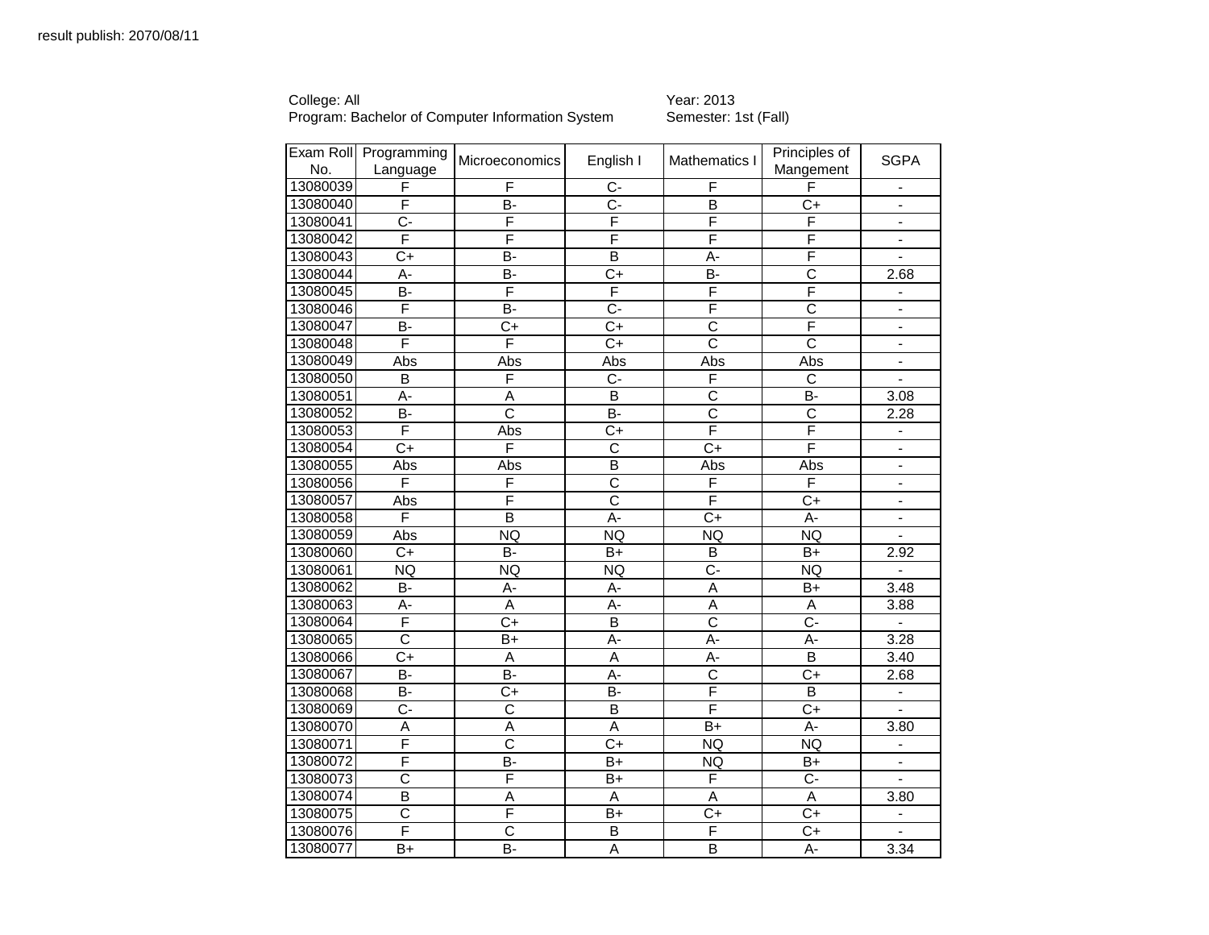result publish: 2070/08/11

College: All
Program: Bachelor of Computer Information System

Year: 2013
Semester: 1st (Fall)

| Exam Roll No. | Programming Language | Microeconomics | English I | Mathematics I | Principles of Mangement | SGPA |
|---|---|---|---|---|---|---|
| 13080039 | F | F | C- | F | F | - |
| 13080040 | F | B- | C- | B | C+ | - |
| 13080041 | C- | F | F | F | F | - |
| 13080042 | F | F | F | F | F | - |
| 13080043 | C+ | B- | B | A- | F | - |
| 13080044 | A- | B- | C+ | B- | C | 2.68 |
| 13080045 | B- | F | F | F | F | - |
| 13080046 | F | B- | C- | F | C | - |
| 13080047 | B- | C+ | C+ | C | F | - |
| 13080048 | F | F | C+ | C | C | - |
| 13080049 | Abs | Abs | Abs | Abs | Abs | - |
| 13080050 | B | F | C- | F | C | - |
| 13080051 | A- | A | B | C | B- | 3.08 |
| 13080052 | B- | C | B- | C | C | 2.28 |
| 13080053 | F | Abs | C+ | F | F | - |
| 13080054 | C+ | F | C | C+ | F | - |
| 13080055 | Abs | Abs | B | Abs | Abs | - |
| 13080056 | F | F | C | F | F | - |
| 13080057 | Abs | F | C | F | C+ | - |
| 13080058 | F | B | A- | C+ | A- | - |
| 13080059 | Abs | NQ | NQ | NQ | NQ | - |
| 13080060 | C+ | B- | B+ | B | B+ | 2.92 |
| 13080061 | NQ | NQ | NQ | C- | NQ | - |
| 13080062 | B- | A- | A- | A | B+ | 3.48 |
| 13080063 | A- | A | A- | A | A | 3.88 |
| 13080064 | F | C+ | B | C | C- | - |
| 13080065 | C | B+ | A- | A- | A- | 3.28 |
| 13080066 | C+ | A | A | A- | B | 3.40 |
| 13080067 | B- | B- | A- | C | C+ | 2.68 |
| 13080068 | B- | C+ | B- | F | B | - |
| 13080069 | C- | C | B | F | C+ | - |
| 13080070 | A | A | A | B+ | A- | 3.80 |
| 13080071 | F | C | C+ | NQ | NQ | - |
| 13080072 | F | B- | B+ | NQ | B+ | - |
| 13080073 | C | F | B+ | F | C- | - |
| 13080074 | B | A | A | A | A | 3.80 |
| 13080075 | C | F | B+ | C+ | C+ | - |
| 13080076 | F | C | B | F | C+ | - |
| 13080077 | B+ | B- | A | B | A- | 3.34 |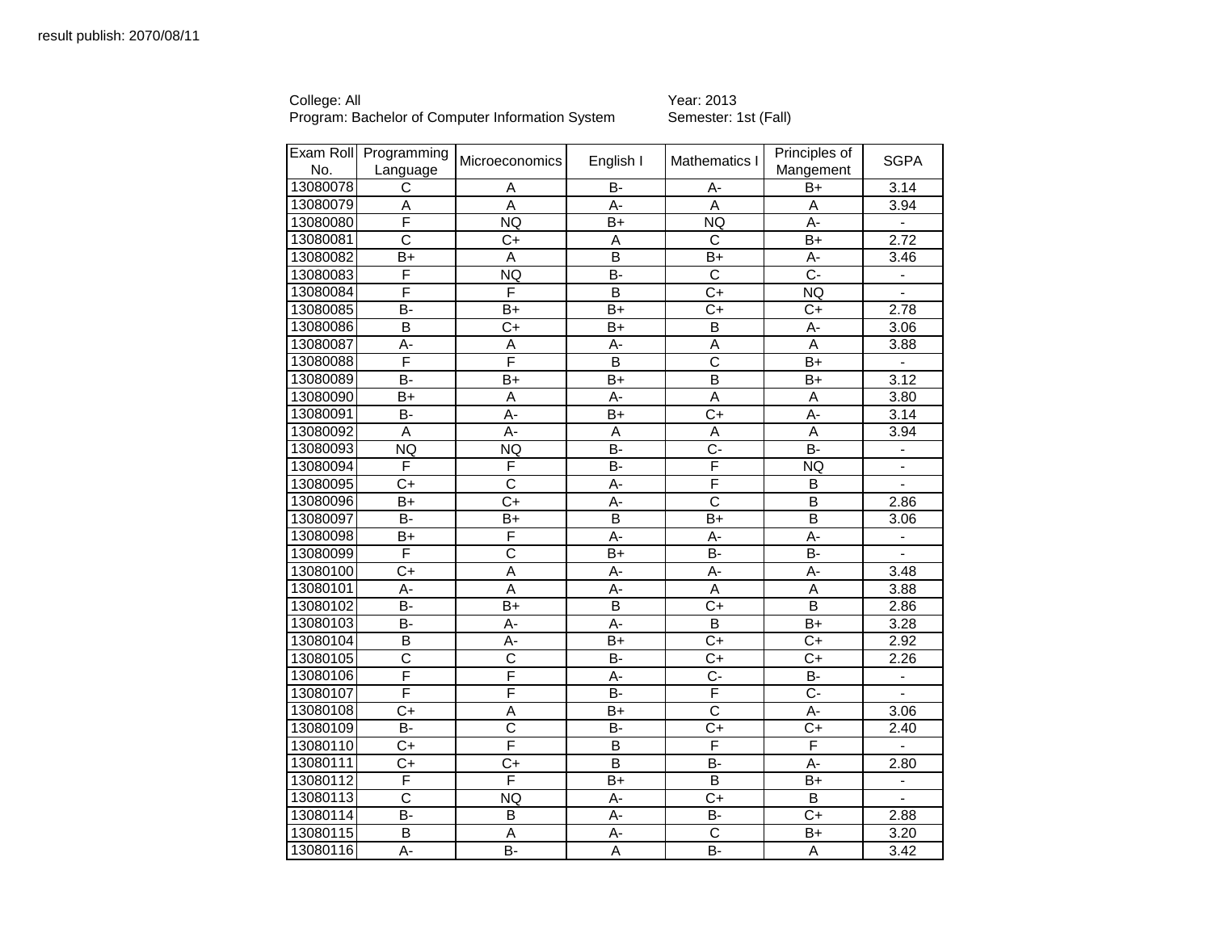result publish: 2070/08/11

College: All
Program: Bachelor of Computer Information System

Year: 2013
Semester: 1st (Fall)

| Exam Roll No. | Programming Language | Microeconomics | English I | Mathematics I | Principles of Mangement | SGPA |
|---|---|---|---|---|---|---|
| 13080078 | C | A | B- | A- | B+ | 3.14 |
| 13080079 | A | A | A- | A | A | 3.94 |
| 13080080 | F | NQ | B+ | NQ | A- | - |
| 13080081 | C | C+ | A | C | B+ | 2.72 |
| 13080082 | B+ | A | B | B+ | A- | 3.46 |
| 13080083 | F | NQ | B- | C | C- | - |
| 13080084 | F | F | B | C+ | NQ | - |
| 13080085 | B- | B+ | B+ | C+ | C+ | 2.78 |
| 13080086 | B | C+ | B+ | B | A- | 3.06 |
| 13080087 | A- | A | A- | A | A | 3.88 |
| 13080088 | F | F | B | C | B+ | - |
| 13080089 | B- | B+ | B+ | B | B+ | 3.12 |
| 13080090 | B+ | A | A- | A | A | 3.80 |
| 13080091 | B- | A- | B+ | C+ | A- | 3.14 |
| 13080092 | A | A- | A | A | A | 3.94 |
| 13080093 | NQ | NQ | B- | C- | B- | - |
| 13080094 | F | F | B- | F | NQ | - |
| 13080095 | C+ | C | A- | F | B | - |
| 13080096 | B+ | C+ | A- | C | B | 2.86 |
| 13080097 | B- | B+ | B | B+ | B | 3.06 |
| 13080098 | B+ | F | A- | A- | A- | - |
| 13080099 | F | C | B+ | B- | B- | - |
| 13080100 | C+ | A | A- | A- | A- | 3.48 |
| 13080101 | A- | A | A- | A | A | 3.88 |
| 13080102 | B- | B+ | B | C+ | B | 2.86 |
| 13080103 | B- | A- | A- | B | B+ | 3.28 |
| 13080104 | B | A- | B+ | C+ | C+ | 2.92 |
| 13080105 | C | C | B- | C+ | C+ | 2.26 |
| 13080106 | F | F | A- | C- | B- | - |
| 13080107 | F | F | B- | F | C- | - |
| 13080108 | C+ | A | B+ | C | A- | 3.06 |
| 13080109 | B- | C | B- | C+ | C+ | 2.40 |
| 13080110 | C+ | F | B | F | F | - |
| 13080111 | C+ | C+ | B | B- | A- | 2.80 |
| 13080112 | F | F | B+ | B | B+ | - |
| 13080113 | C | NQ | A- | C+ | B | - |
| 13080114 | B- | B | A- | B- | C+ | 2.88 |
| 13080115 | B | A | A- | C | B+ | 3.20 |
| 13080116 | A- | B- | A | B- | A | 3.42 |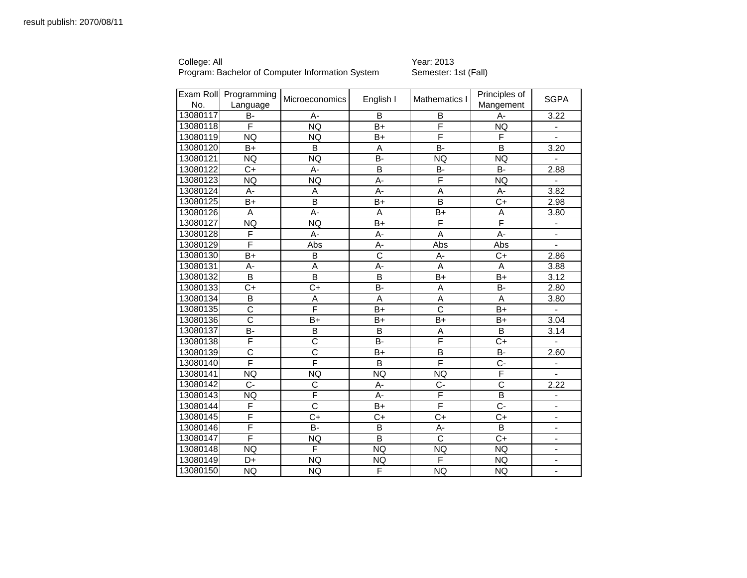result publish: 2070/08/11

College: All
Program: Bachelor of Computer Information System

Year: 2013
Semester: 1st (Fall)

| Exam Roll No. | Programming Language | Microeconomics | English I | Mathematics I | Principles of Mangement | SGPA |
|---|---|---|---|---|---|---|
| 13080117 | B- | A- | B | B | A- | 3.22 |
| 13080118 | F | NQ | B+ | F | NQ | - |
| 13080119 | NQ | NQ | B+ | F | F | - |
| 13080120 | B+ | B | A | B- | B | 3.20 |
| 13080121 | NQ | NQ | B- | NQ | NQ | - |
| 13080122 | C+ | A- | B | B- | B- | 2.88 |
| 13080123 | NQ | NQ | A- | F | NQ | - |
| 13080124 | A- | A | A- | A | A- | 3.82 |
| 13080125 | B+ | B | B+ | B | C+ | 2.98 |
| 13080126 | A | A- | A | B+ | A | 3.80 |
| 13080127 | NQ | NQ | B+ | F | F | - |
| 13080128 | F | A- | A- | A | A- | - |
| 13080129 | F | Abs | A- | Abs | Abs | - |
| 13080130 | B+ | B | C | A- | C+ | 2.86 |
| 13080131 | A- | A | A- | A | A | 3.88 |
| 13080132 | B | B | B | B+ | B+ | 3.12 |
| 13080133 | C+ | C+ | B- | A | B- | 2.80 |
| 13080134 | B | A | A | A | A | 3.80 |
| 13080135 | C | F | B+ | C | B+ | - |
| 13080136 | C | B+ | B+ | B+ | B+ | 3.04 |
| 13080137 | B- | B | B | A | B | 3.14 |
| 13080138 | F | C | B- | F | C+ | - |
| 13080139 | C | C | B+ | B | B- | 2.60 |
| 13080140 | F | F | B | F | C- | - |
| 13080141 | NQ | NQ | NQ | NQ | F | - |
| 13080142 | C- | C | A- | C- | C | 2.22 |
| 13080143 | NQ | F | A- | F | B | - |
| 13080144 | F | C | B+ | F | C- | - |
| 13080145 | F | C+ | C+ | C+ | C+ | - |
| 13080146 | F | B- | B | A- | B | - |
| 13080147 | F | NQ | B | C | C+ | - |
| 13080148 | NQ | F | NQ | NQ | NQ | - |
| 13080149 | D+ | NQ | NQ | F | NQ | - |
| 13080150 | NQ | NQ | F | NQ | NQ | - |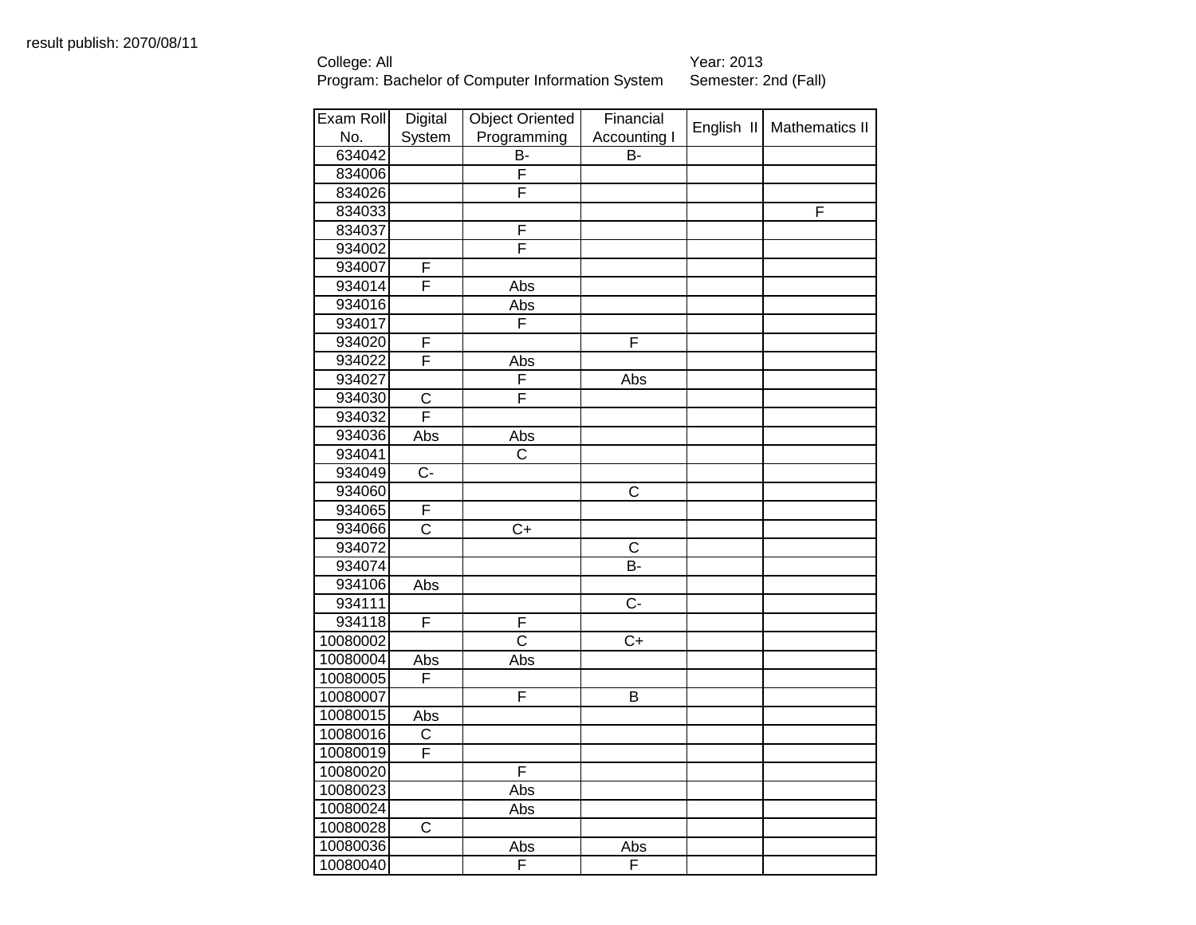result publish: 2070/08/11

College: All
Program: Bachelor of Computer Information System

Year: 2013
Semester: 2nd (Fall)

| Exam Roll No. | Digital System | Object Oriented Programming | Financial Accounting I | English II | Mathematics II |
|---|---|---|---|---|---|
| 634042 | | B- | B- | | |
| 834006 | | F | | | |
| 834026 | | F | | | |
| 834033 | | | | | F |
| 834037 | | F | | | |
| 934002 | | F | | | |
| 934007 | F | | | | |
| 934014 | F | Abs | | | |
| 934016 | | Abs | | | |
| 934017 | | F | | | |
| 934020 | F | | F | | |
| 934022 | F | Abs | | | |
| 934027 | | F | Abs | | |
| 934030 | C | F | | | |
| 934032 | F | | | | |
| 934036 | Abs | Abs | | | |
| 934041 | | C | | | |
| 934049 | C- | | | | |
| 934060 | | | C | | |
| 934065 | F | | | | |
| 934066 | C | C+ | | | |
| 934072 | | | C | | |
| 934074 | | | B- | | |
| 934106 | Abs | | | | |
| 934111 | | | C- | | |
| 934118 | F | F | | | |
| 10080002 | | C | C+ | | |
| 10080004 | Abs | Abs | | | |
| 10080005 | F | | | | |
| 10080007 | | F | B | | |
| 10080015 | Abs | | | | |
| 10080016 | C | | | | |
| 10080019 | F | | | | |
| 10080020 | | F | | | |
| 10080023 | | Abs | | | |
| 10080024 | | Abs | | | |
| 10080028 | C | | | | |
| 10080036 | | Abs | Abs | | |
| 10080040 | | F | F | | |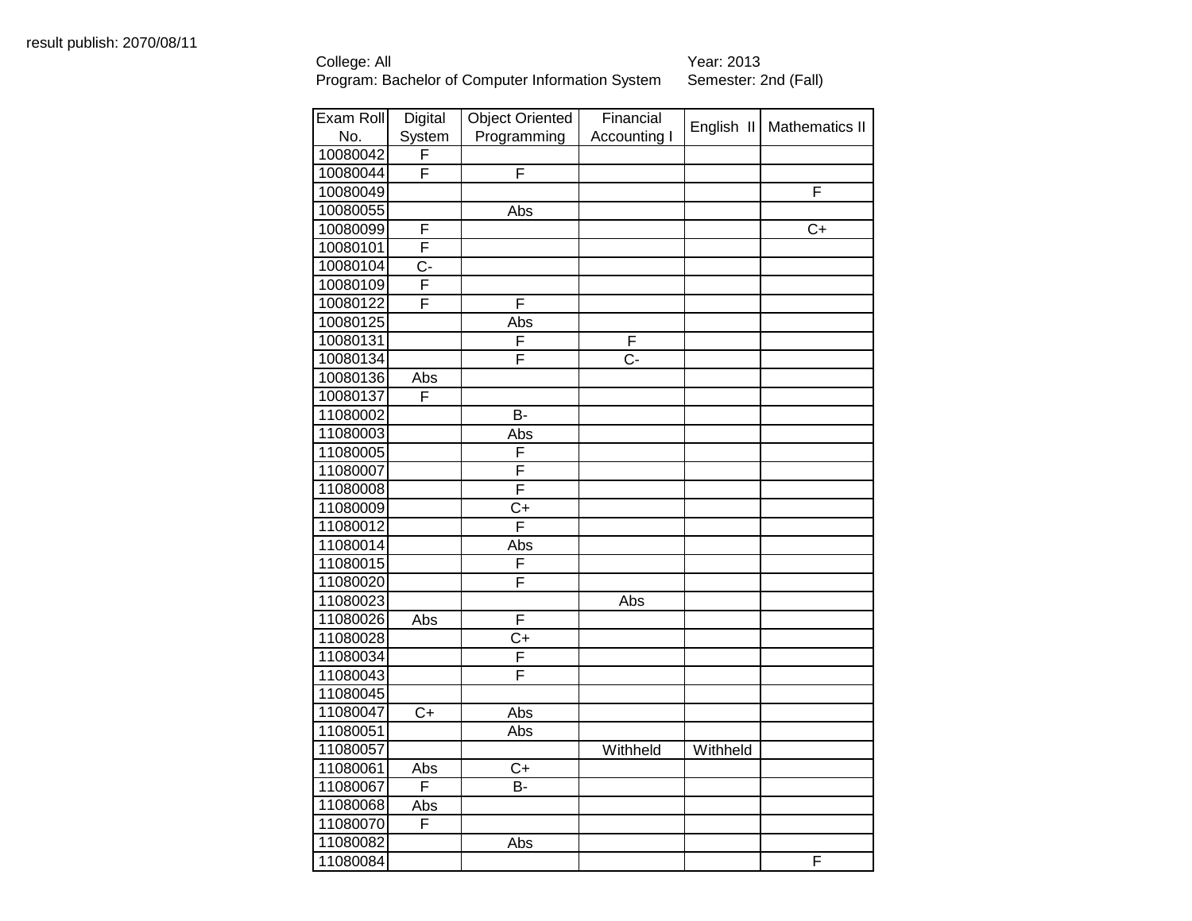result publish: 2070/08/11

College: All

Program: Bachelor of Computer Information System

Year: 2013

Semester: 2nd (Fall)

| Exam Roll No. | Digital System | Object Oriented Programming | Financial Accounting I | English II | Mathematics II |
|---|---|---|---|---|---|
| 10080042 | F | | | | |
| 10080044 | F | F | | | |
| 10080049 | | | | | F |
| 10080055 | | Abs | | | |
| 10080099 | F | | | | C+ |
| 10080101 | F | | | | |
| 10080104 | C- | | | | |
| 10080109 | F | | | | |
| 10080122 | F | F | | | |
| 10080125 | | Abs | | | |
| 10080131 | | F | F | | |
| 10080134 | | F | C- | | |
| 10080136 | Abs | | | | |
| 10080137 | F | | | | |
| 11080002 | | B- | | | |
| 11080003 | | Abs | | | |
| 11080005 | | F | | | |
| 11080007 | | F | | | |
| 11080008 | | F | | | |
| 11080009 | | C+ | | | |
| 11080012 | | F | | | |
| 11080014 | | Abs | | | |
| 11080015 | | F | | | |
| 11080020 | | F | | | |
| 11080023 | | | Abs | | |
| 11080026 | Abs | F | | | |
| 11080028 | | C+ | | | |
| 11080034 | | F | | | |
| 11080043 | | F | | | |
| 11080045 | | | | | |
| 11080047 | C+ | Abs | | | |
| 11080051 | | Abs | | | |
| 11080057 | | | Withheld | Withheld | |
| 11080061 | Abs | C+ | | | |
| 11080067 | F | B- | | | |
| 11080068 | Abs | | | | |
| 11080070 | F | | | | |
| 11080082 | | Abs | | | |
| 11080084 | | | | | F |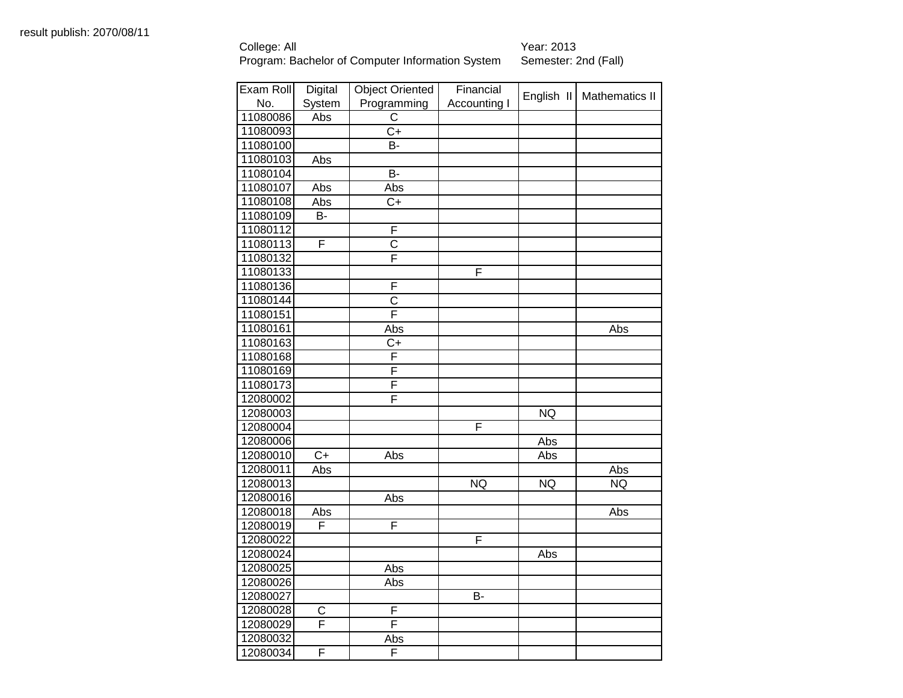result publish: 2070/08/11

College: All
Program: Bachelor of Computer Information System

Year: 2013
Semester: 2nd (Fall)

| Exam Roll No. | Digital System | Object Oriented Programming | Financial Accounting I | English II | Mathematics II |
|---|---|---|---|---|---|
| 11080086 | Abs | C | | | |
| 11080093 | | C+ | | | |
| 11080100 | | B- | | | |
| 11080103 | Abs | | | | |
| 11080104 | | B- | | | |
| 11080107 | Abs | Abs | | | |
| 11080108 | Abs | C+ | | | |
| 11080109 | B- | | | | |
| 11080112 | | F | | | |
| 11080113 | F | C | | | |
| 11080132 | | F | | | |
| 11080133 | | | F | | |
| 11080136 | | F | | | |
| 11080144 | | C | | | |
| 11080151 | | F | | | |
| 11080161 | | Abs | | | Abs |
| 11080163 | | C+ | | | |
| 11080168 | | F | | | |
| 11080169 | | F | | | |
| 11080173 | | F | | | |
| 12080002 | | F | | | |
| 12080003 | | | | NQ | |
| 12080004 | | | F | | |
| 12080006 | | | | Abs | |
| 12080010 | C+ | Abs | | Abs | |
| 12080011 | Abs | | | | Abs |
| 12080013 | | | NQ | NQ | NQ |
| 12080016 | | Abs | | | |
| 12080018 | Abs | | | | Abs |
| 12080019 | F | F | | | |
| 12080022 | | | F | | |
| 12080024 | | | | Abs | |
| 12080025 | | Abs | | | |
| 12080026 | | Abs | | | |
| 12080027 | | | B- | | |
| 12080028 | C | F | | | |
| 12080029 | F | F | | | |
| 12080032 | | Abs | | | |
| 12080034 | F | F | | | |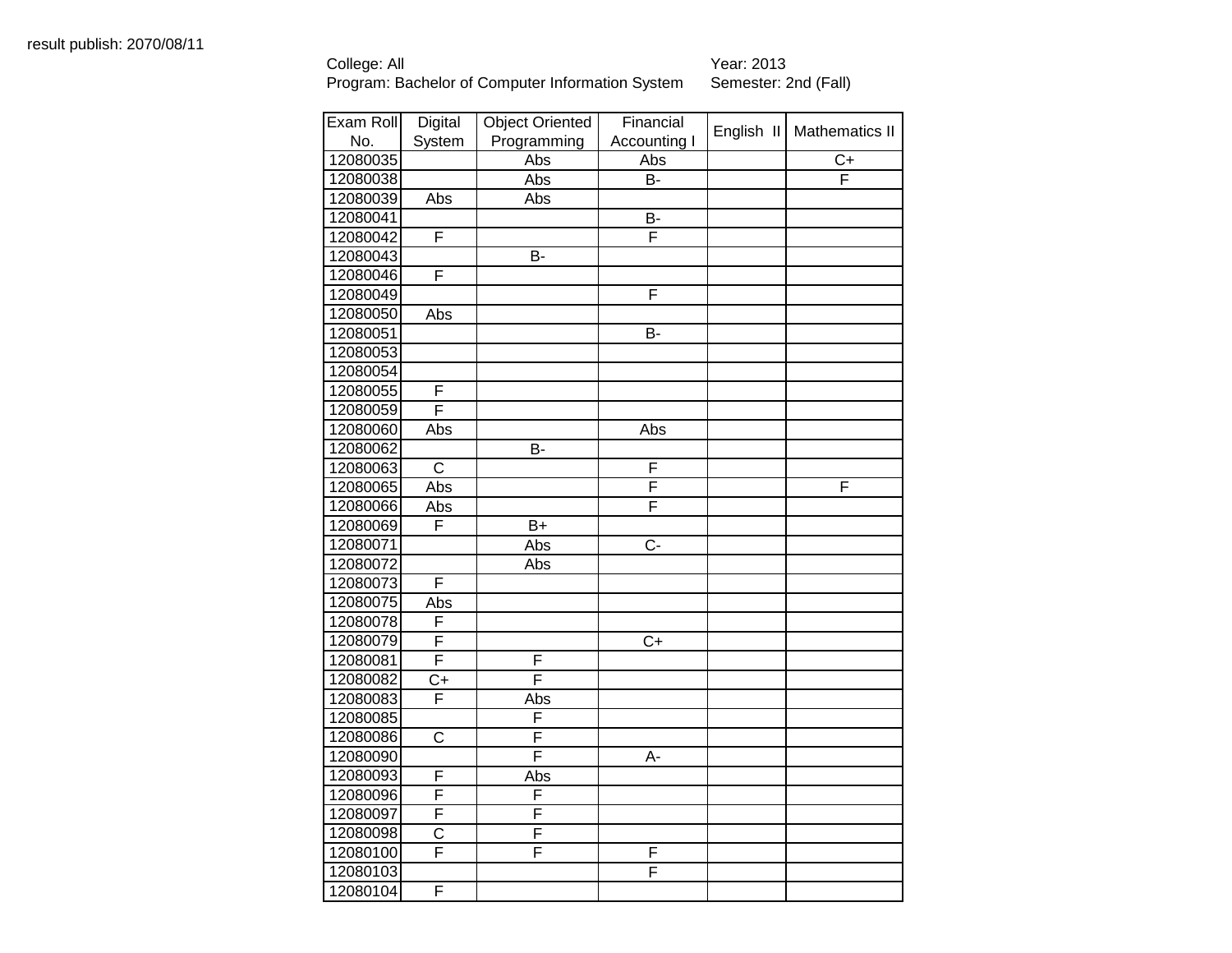result publish: 2070/08/11

College: All
Program: Bachelor of Computer Information System

Year: 2013
Semester: 2nd (Fall)

| Exam Roll No. | Digital System | Object Oriented Programming | Financial Accounting I | English II | Mathematics II |
|---|---|---|---|---|---|
| 12080035 | | Abs | Abs | | C+ |
| 12080038 | | Abs | B- | | F |
| 12080039 | Abs | Abs | | | |
| 12080041 | | | B- | | |
| 12080042 | F | | F | | |
| 12080043 | | B- | | | |
| 12080046 | F | | | | |
| 12080049 | | | F | | |
| 12080050 | Abs | | | | |
| 12080051 | | | B- | | |
| 12080053 | | | | | |
| 12080054 | | | | | |
| 12080055 | F | | | | |
| 12080059 | F | | | | |
| 12080060 | Abs | | Abs | | |
| 12080062 | | B- | | | |
| 12080063 | C | | F | | |
| 12080065 | Abs | | F | | F |
| 12080066 | Abs | | F | | |
| 12080069 | F | B+ | | | |
| 12080071 | | Abs | C- | | |
| 12080072 | | Abs | | | |
| 12080073 | F | | | | |
| 12080075 | Abs | | | | |
| 12080078 | F | | | | |
| 12080079 | F | | C+ | | |
| 12080081 | F | F | | | |
| 12080082 | C+ | F | | | |
| 12080083 | F | Abs | | | |
| 12080085 | | F | | | |
| 12080086 | C | F | | | |
| 12080090 | | F | A- | | |
| 12080093 | F | Abs | | | |
| 12080096 | F | F | | | |
| 12080097 | F | F | | | |
| 12080098 | C | F | | | |
| 12080100 | F | F | F | | |
| 12080103 | | | F | | |
| 12080104 | F | | | | |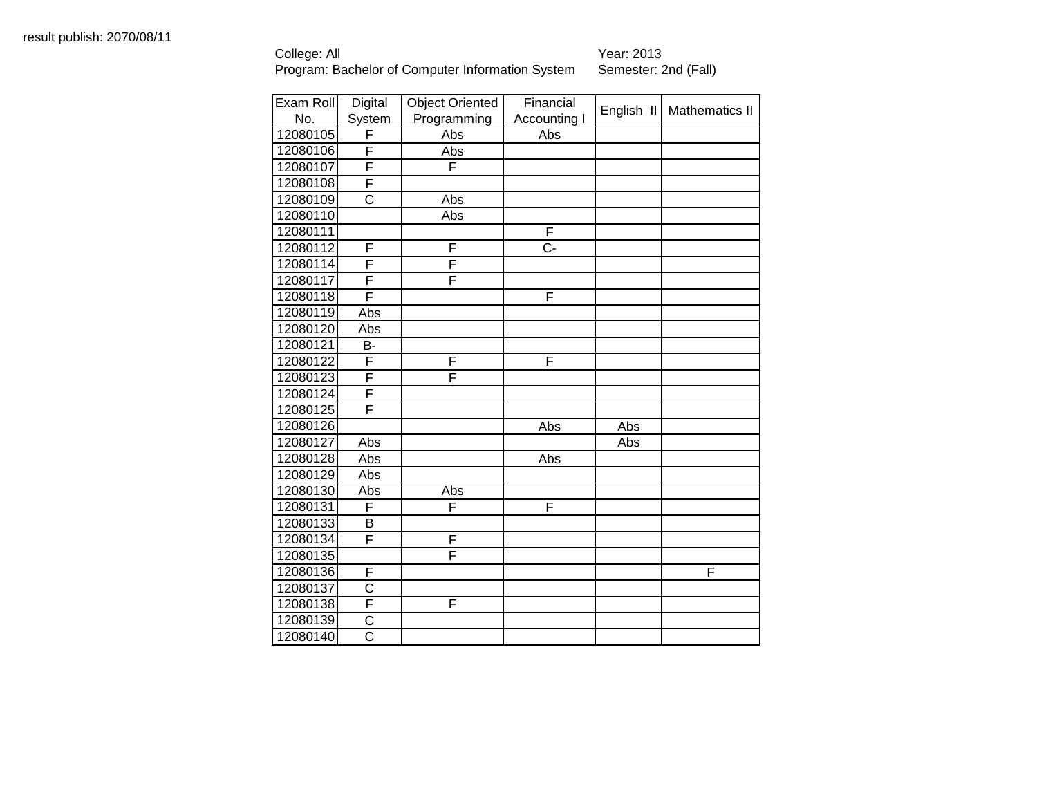result publish: 2070/08/11

College: All
Program: Bachelor of Computer Information System

Year: 2013
Semester: 2nd (Fall)

| Exam Roll No. | Digital System | Object Oriented Programming | Financial Accounting I | English II | Mathematics II |
|---|---|---|---|---|---|
| 12080105 | F | Abs | Abs | | |
| 12080106 | F | Abs | | | |
| 12080107 | F | F | | | |
| 12080108 | F | | | | |
| 12080109 | C | Abs | | | |
| 12080110 | | Abs | | | |
| 12080111 | | | F | | |
| 12080112 | F | F | C- | | |
| 12080114 | F | F | | | |
| 12080117 | F | F | | | |
| 12080118 | F | | F | | |
| 12080119 | Abs | | | | |
| 12080120 | Abs | | | | |
| 12080121 | B- | | | | |
| 12080122 | F | F | F | | |
| 12080123 | F | F | | | |
| 12080124 | F | | | | |
| 12080125 | F | | | | |
| 12080126 | | | Abs | Abs | |
| 12080127 | Abs | | | Abs | |
| 12080128 | Abs | | Abs | | |
| 12080129 | Abs | | | | |
| 12080130 | Abs | Abs | | | |
| 12080131 | F | F | F | | |
| 12080133 | B | | | | |
| 12080134 | F | F | | | |
| 12080135 | | F | | | |
| 12080136 | F | | | | F |
| 12080137 | C | | | | |
| 12080138 | F | F | | | |
| 12080139 | C | | | | |
| 12080140 | C | | | | |